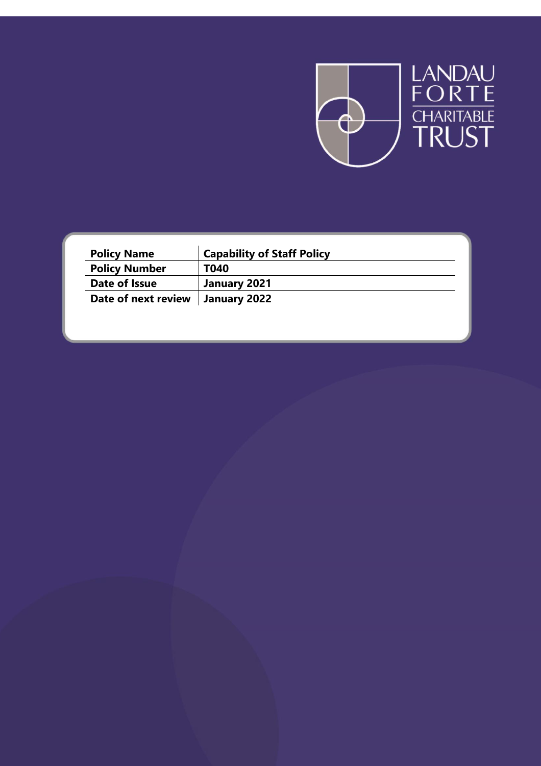LANDAU FORTE CHARITABLE TRUST

| Policy Name | Capability of Staff Policy |
| --- | --- |
| Policy Number | T040 |
| Date of Issue | January 2021 |
| Date of next review | January 2022 |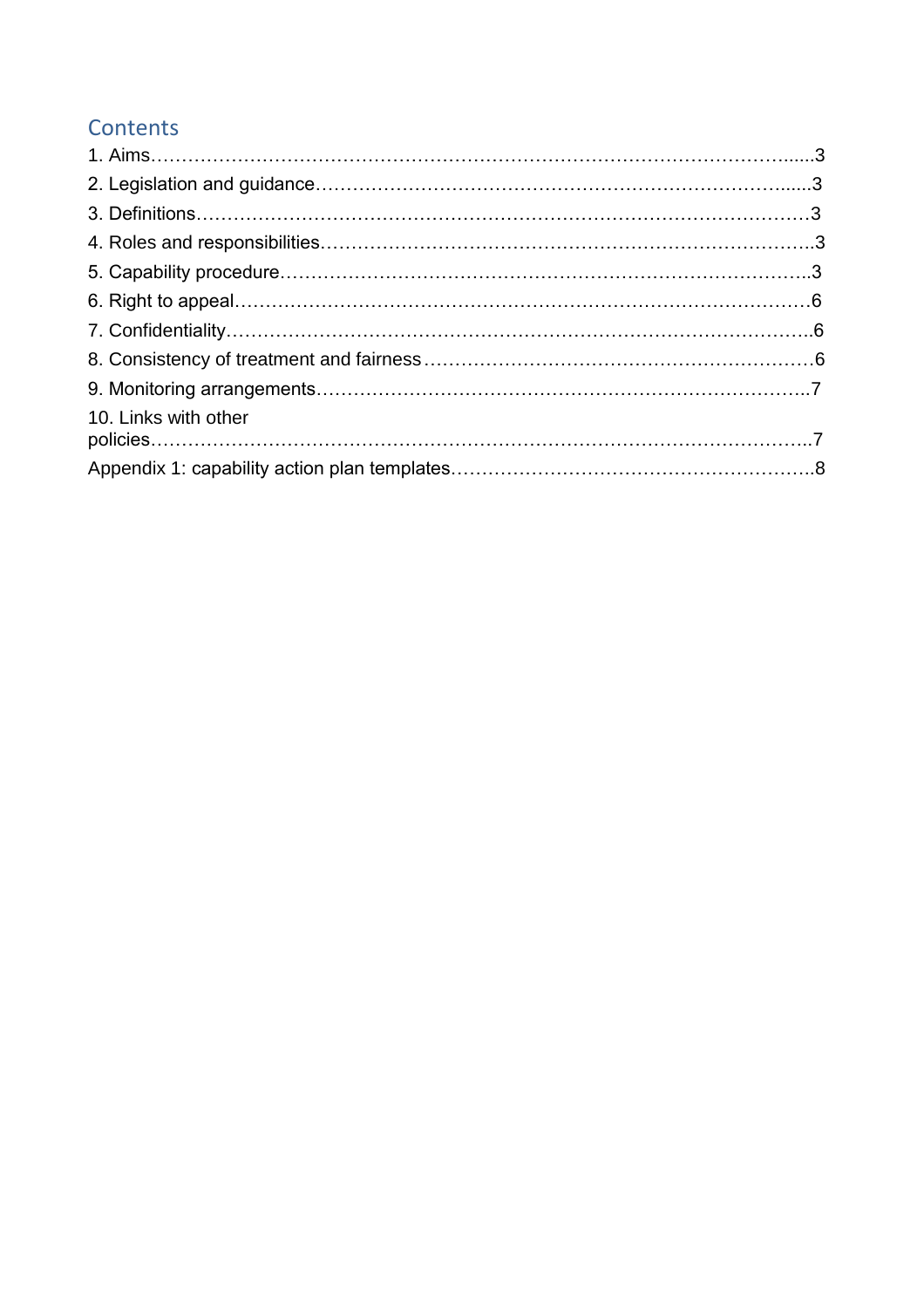## Contents

1. Aims……………………………………………………………………………………......3
2. Legislation and guidance…………………………………………………………………......3
3. Definitions……………………………………………………………………………………3
4. Roles and responsibilities…………………………………………………………………….3
5. Capability procedure…………………………………………………………………………..3
6. Right to appeal…………………………………………………………………………………6
7. Confidentiality………………………………………………………………………………….6
8. Consistency of treatment and fairness……………………………………………………….6
9. Monitoring arrangements……………………………………………………………………..7
10. Links with other policies……………………………………………………………………………………………..7

Appendix 1: capability action plan templates…………………………………………………..8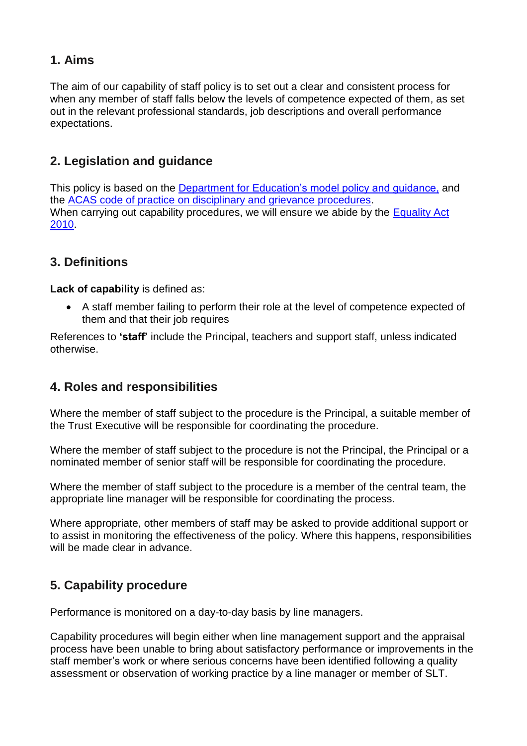## 1. Aims

The aim of our capability of staff policy is to set out a clear and consistent process for when any member of staff falls below the levels of competence expected of them, as set out in the relevant professional standards, job descriptions and overall performance expectations.

## 2. Legislation and guidance

This policy is based on the Department for Education's model policy and guidance, and the ACAS code of practice on disciplinary and grievance procedures.
When carrying out capability procedures, we will ensure we abide by the Equality Act 2010.

## 3. Definitions

**Lack of capability** is defined as:

- A staff member failing to perform their role at the level of competence expected of them and that their job requires

References to **'staff'** include the Principal, teachers and support staff, unless indicated otherwise.

## 4. Roles and responsibilities

Where the member of staff subject to the procedure is the Principal, a suitable member of the Trust Executive will be responsible for coordinating the procedure.

Where the member of staff subject to the procedure is not the Principal, the Principal or a nominated member of senior staff will be responsible for coordinating the procedure.

Where the member of staff subject to the procedure is a member of the central team, the appropriate line manager will be responsible for coordinating the process.

Where appropriate, other members of staff may be asked to provide additional support or to assist in monitoring the effectiveness of the policy. Where this happens, responsibilities will be made clear in advance.

## 5. Capability procedure

Performance is monitored on a day-to-day basis by line managers.

Capability procedures will begin either when line management support and the appraisal process have been unable to bring about satisfactory performance or improvements in the staff member's work or where serious concerns have been identified following a quality assessment or observation of working practice by a line manager or member of SLT.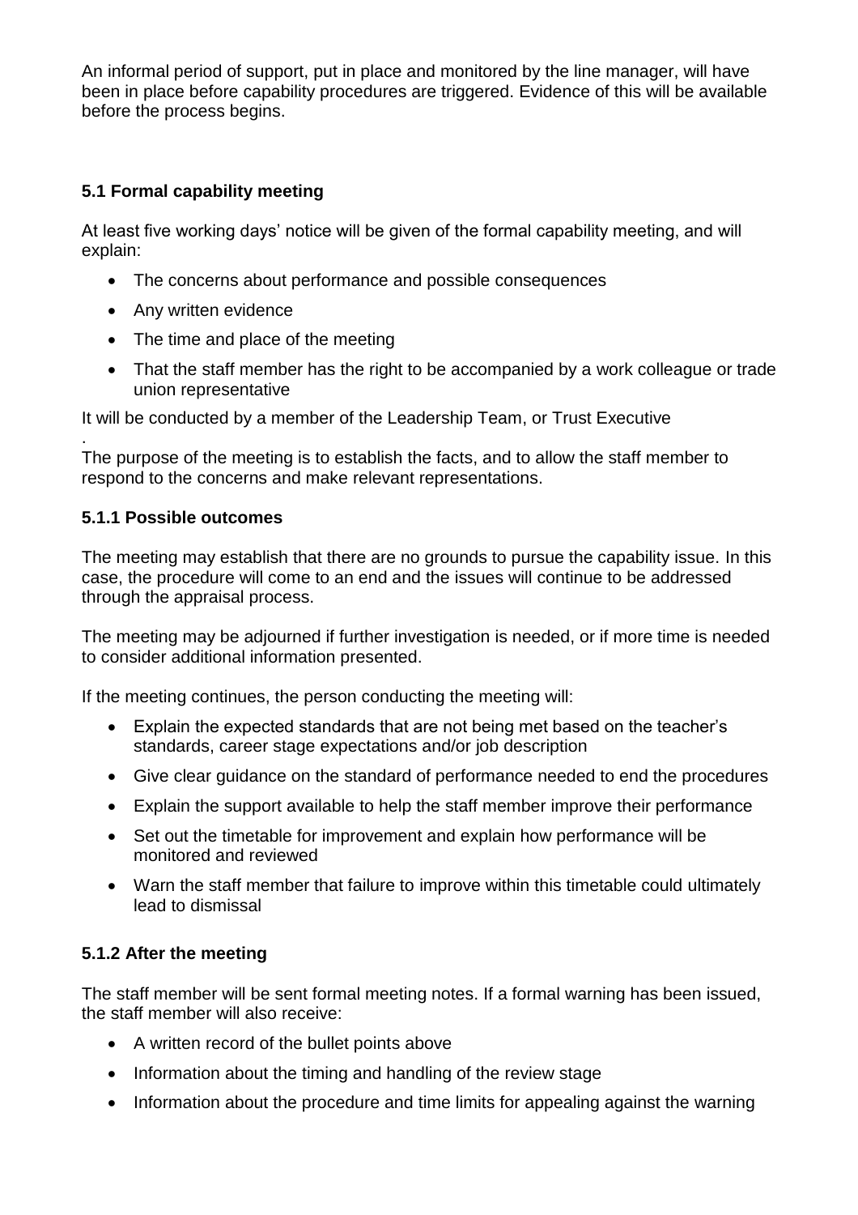An informal period of support, put in place and monitored by the line manager, will have been in place before capability procedures are triggered. Evidence of this will be available before the process begins.

### 5.1 Formal capability meeting

At least five working days' notice will be given of the formal capability meeting, and will explain:

- The concerns about performance and possible consequences
- Any written evidence
- The time and place of the meeting
- That the staff member has the right to be accompanied by a work colleague or trade union representative

It will be conducted by a member of the Leadership Team, or Trust Executive

.
The purpose of the meeting is to establish the facts, and to allow the staff member to respond to the concerns and make relevant representations.

#### 5.1.1 Possible outcomes

The meeting may establish that there are no grounds to pursue the capability issue. In this case, the procedure will come to an end and the issues will continue to be addressed through the appraisal process.

The meeting may be adjourned if further investigation is needed, or if more time is needed to consider additional information presented.

If the meeting continues, the person conducting the meeting will:

- Explain the expected standards that are not being met based on the teacher's standards, career stage expectations and/or job description
- Give clear guidance on the standard of performance needed to end the procedures
- Explain the support available to help the staff member improve their performance
- Set out the timetable for improvement and explain how performance will be monitored and reviewed
- Warn the staff member that failure to improve within this timetable could ultimately lead to dismissal

#### 5.1.2 After the meeting

The staff member will be sent formal meeting notes. If a formal warning has been issued, the staff member will also receive:

- A written record of the bullet points above
- Information about the timing and handling of the review stage
- Information about the procedure and time limits for appealing against the warning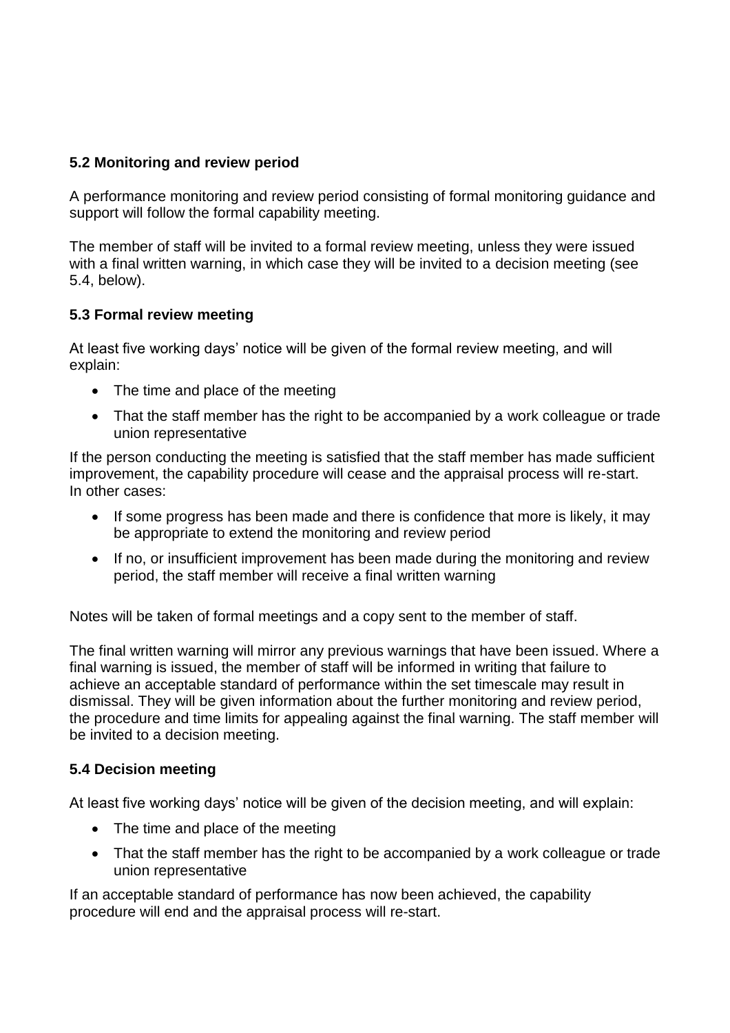### 5.2 Monitoring and review period

A performance monitoring and review period consisting of formal monitoring guidance and support will follow the formal capability meeting.

The member of staff will be invited to a formal review meeting, unless they were issued with a final written warning, in which case they will be invited to a decision meeting (see 5.4, below).

### 5.3 Formal review meeting

At least five working days' notice will be given of the formal review meeting, and will explain:

- The time and place of the meeting
- That the staff member has the right to be accompanied by a work colleague or trade union representative

If the person conducting the meeting is satisfied that the staff member has made sufficient improvement, the capability procedure will cease and the appraisal process will re-start. In other cases:

- If some progress has been made and there is confidence that more is likely, it may be appropriate to extend the monitoring and review period
- If no, or insufficient improvement has been made during the monitoring and review period, the staff member will receive a final written warning

Notes will be taken of formal meetings and a copy sent to the member of staff.

The final written warning will mirror any previous warnings that have been issued. Where a final warning is issued, the member of staff will be informed in writing that failure to achieve an acceptable standard of performance within the set timescale may result in dismissal. They will be given information about the further monitoring and review period, the procedure and time limits for appealing against the final warning. The staff member will be invited to a decision meeting.

### 5.4 Decision meeting

At least five working days' notice will be given of the decision meeting, and will explain:

- The time and place of the meeting
- That the staff member has the right to be accompanied by a work colleague or trade union representative

If an acceptable standard of performance has now been achieved, the capability procedure will end and the appraisal process will re-start.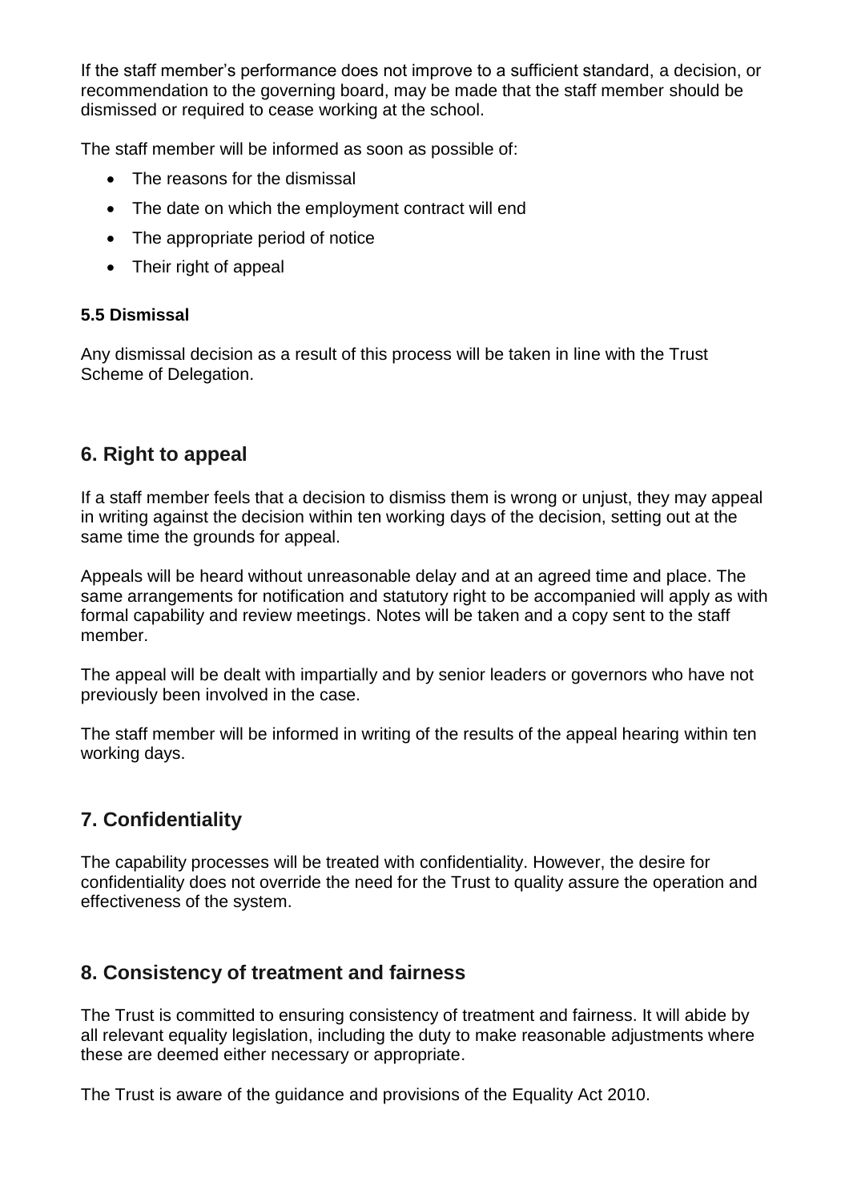If the staff member's performance does not improve to a sufficient standard, a decision, or recommendation to the governing board, may be made that the staff member should be dismissed or required to cease working at the school.

The staff member will be informed as soon as possible of:

- The reasons for the dismissal
- The date on which the employment contract will end
- The appropriate period of notice
- Their right of appeal

**5.5 Dismissal**

Any dismissal decision as a result of this process will be taken in line with the Trust Scheme of Delegation.

## 6. Right to appeal

If a staff member feels that a decision to dismiss them is wrong or unjust, they may appeal in writing against the decision within ten working days of the decision, setting out at the same time the grounds for appeal.

Appeals will be heard without unreasonable delay and at an agreed time and place. The same arrangements for notification and statutory right to be accompanied will apply as with formal capability and review meetings. Notes will be taken and a copy sent to the staff member.

The appeal will be dealt with impartially and by senior leaders or governors who have not previously been involved in the case.

The staff member will be informed in writing of the results of the appeal hearing within ten working days.

## 7. Confidentiality

The capability processes will be treated with confidentiality. However, the desire for confidentiality does not override the need for the Trust to quality assure the operation and effectiveness of the system.

## 8. Consistency of treatment and fairness

The Trust is committed to ensuring consistency of treatment and fairness. It will abide by all relevant equality legislation, including the duty to make reasonable adjustments where these are deemed either necessary or appropriate.

The Trust is aware of the guidance and provisions of the Equality Act 2010.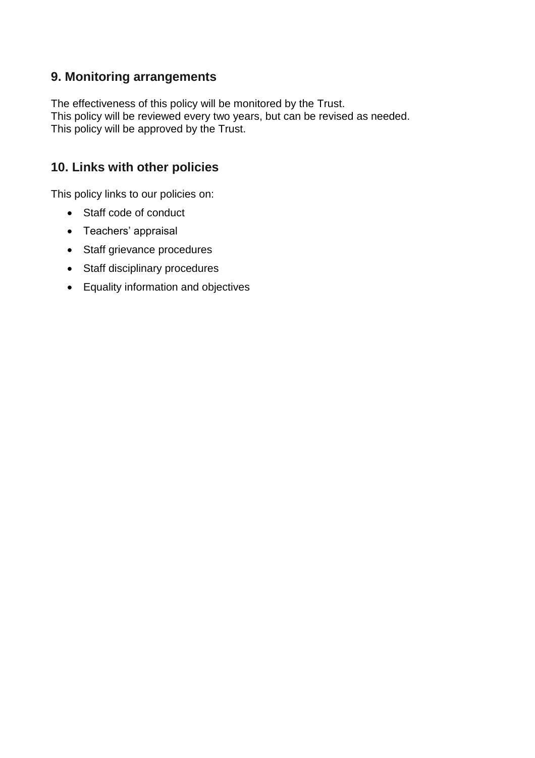## 9. Monitoring arrangements

The effectiveness of this policy will be monitored by the Trust.
This policy will be reviewed every two years, but can be revised as needed.
This policy will be approved by the Trust.

## 10. Links with other policies

This policy links to our policies on:

- Staff code of conduct
- Teachers' appraisal
- Staff grievance procedures
- Staff disciplinary procedures
- Equality information and objectives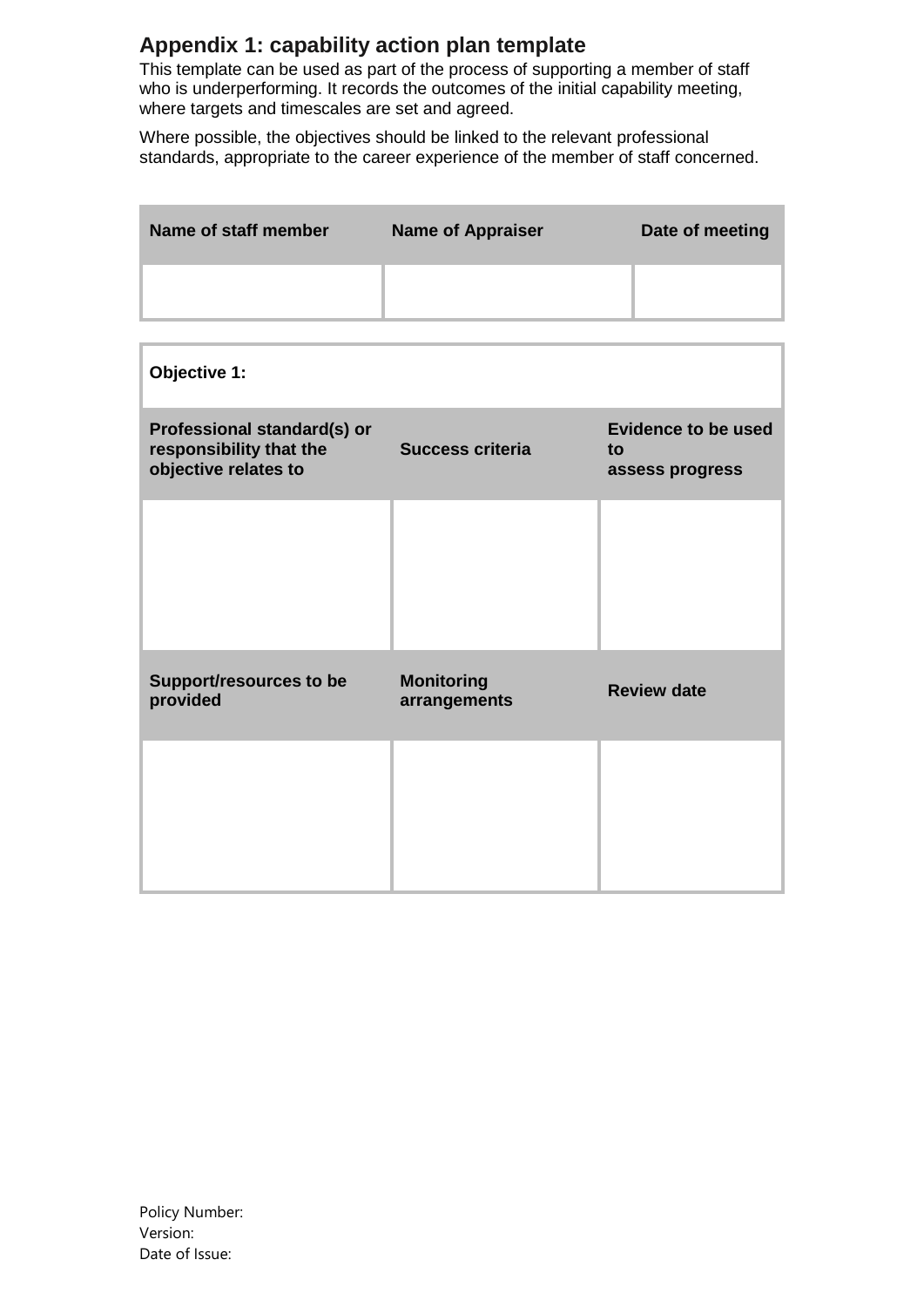## Appendix 1: capability action plan template

This template can be used as part of the process of supporting a member of staff who is underperforming. It records the outcomes of the initial capability meeting, where targets and timescales are set and agreed.

Where possible, the objectives should be linked to the relevant professional standards, appropriate to the career experience of the member of staff concerned.

| Name of staff member | Name of Appraiser | Date of meeting |
|---|---|---|
| | | |

| Objective 1: | | |
|---|---|---|
| **Professional standard(s) or responsibility that the objective relates to** | **Success criteria** | **Evidence to be used to assess progress** |
| | | |
| **Support/resources to be provided** | **Monitoring arrangements** | **Review date** |
| | | |

Policy Number:
Version:
Date of Issue: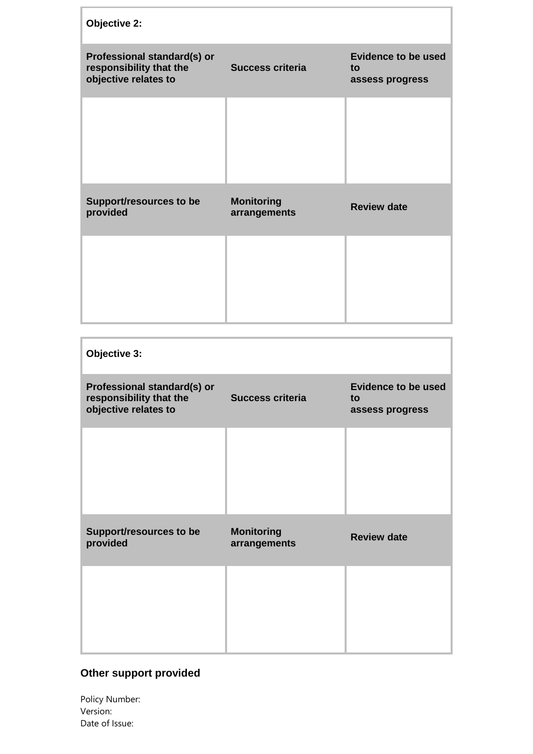| **Objective 2:** | | |
| --- | --- | --- |
| **Professional standard(s) or responsibility that the objective relates to** | **Success criteria** | **Evidence to be used to assess progress** |
| | | |
| **Support/resources to be provided** | **Monitoring arrangements** | **Review date** |
| | | |

| **Objective 3:** | | |
| --- | --- | --- |
| **Professional standard(s) or responsibility that the objective relates to** | **Success criteria** | **Evidence to be used to assess progress** |
| | | |
| **Support/resources to be provided** | **Monitoring arrangements** | **Review date** |
| | | |

## Other support provided

Policy Number:
Version:
Date of Issue: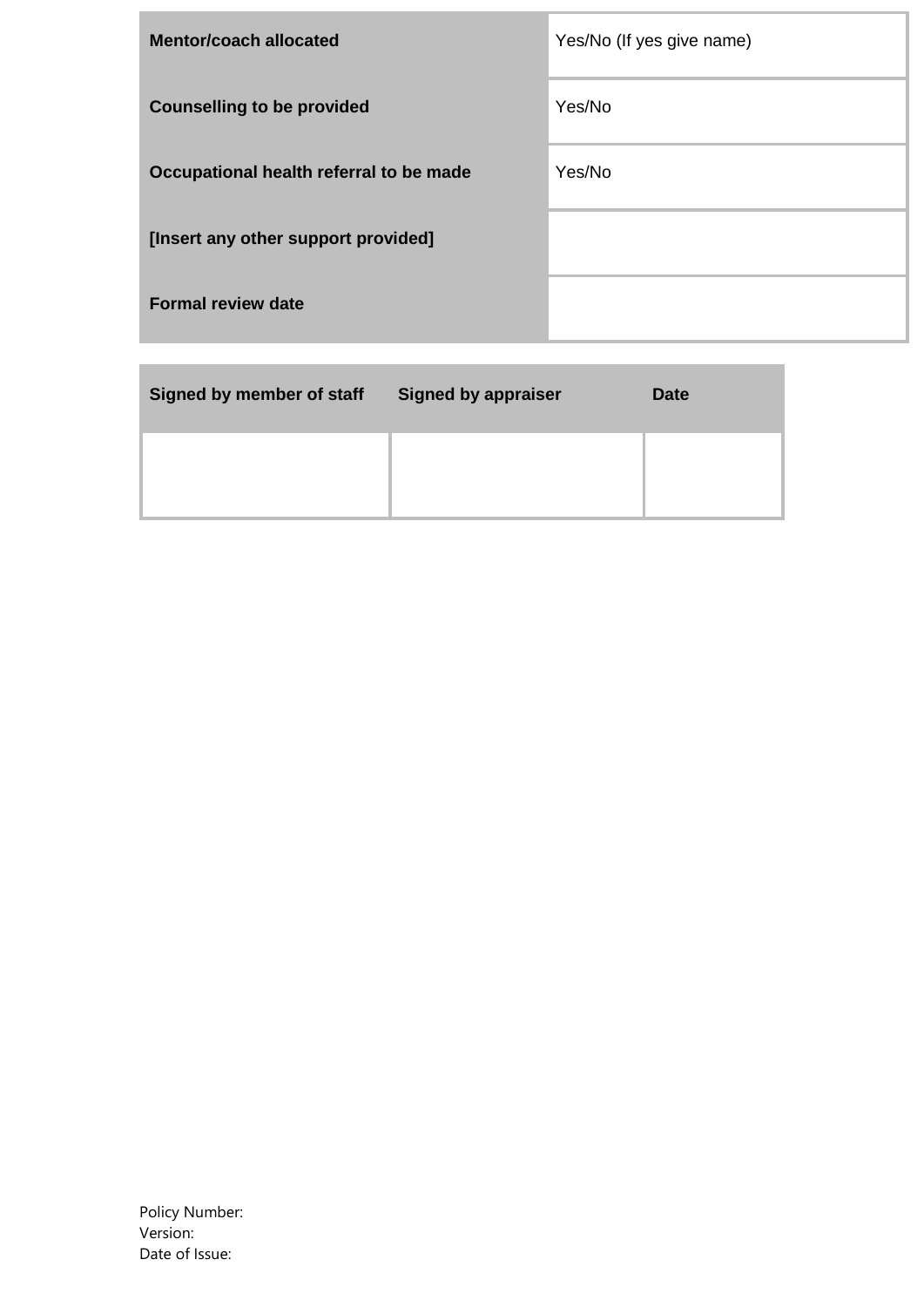| | |
|---|---|
| **Mentor/coach allocated** | Yes/No (If yes give name) |
| **Counselling to be provided** | Yes/No |
| **Occupational health referral to be made** | Yes/No |
| **[Insert any other support provided]** | |
| **Formal review date** | |

| Signed by member of staff | Signed by appraiser | Date |
|---|---|---|
| | | |

Policy Number:
Version:
Date of Issue: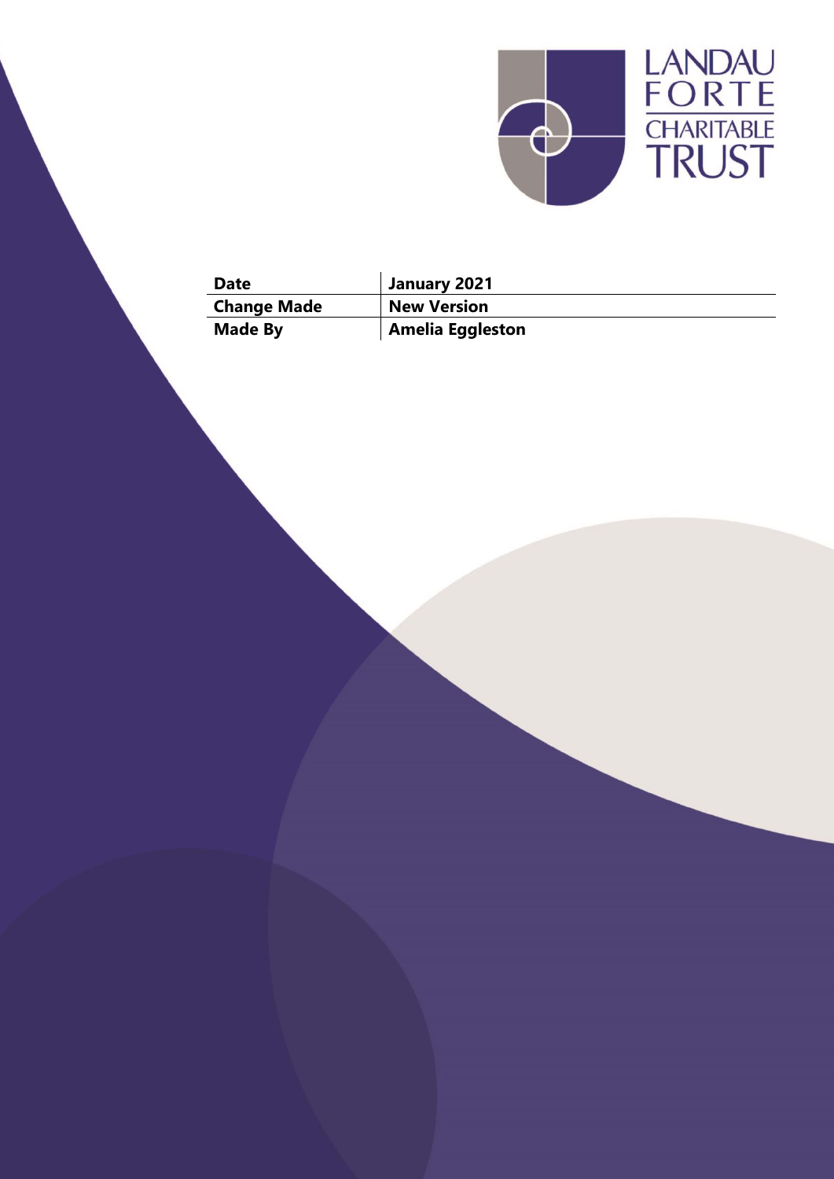LANDAU FORTE CHARITABLE TRUST

| | |
|---|---|
| **Date** | **January 2021** |
| **Change Made** | **New Version** |
| **Made By** | **Amelia Eggleston** |